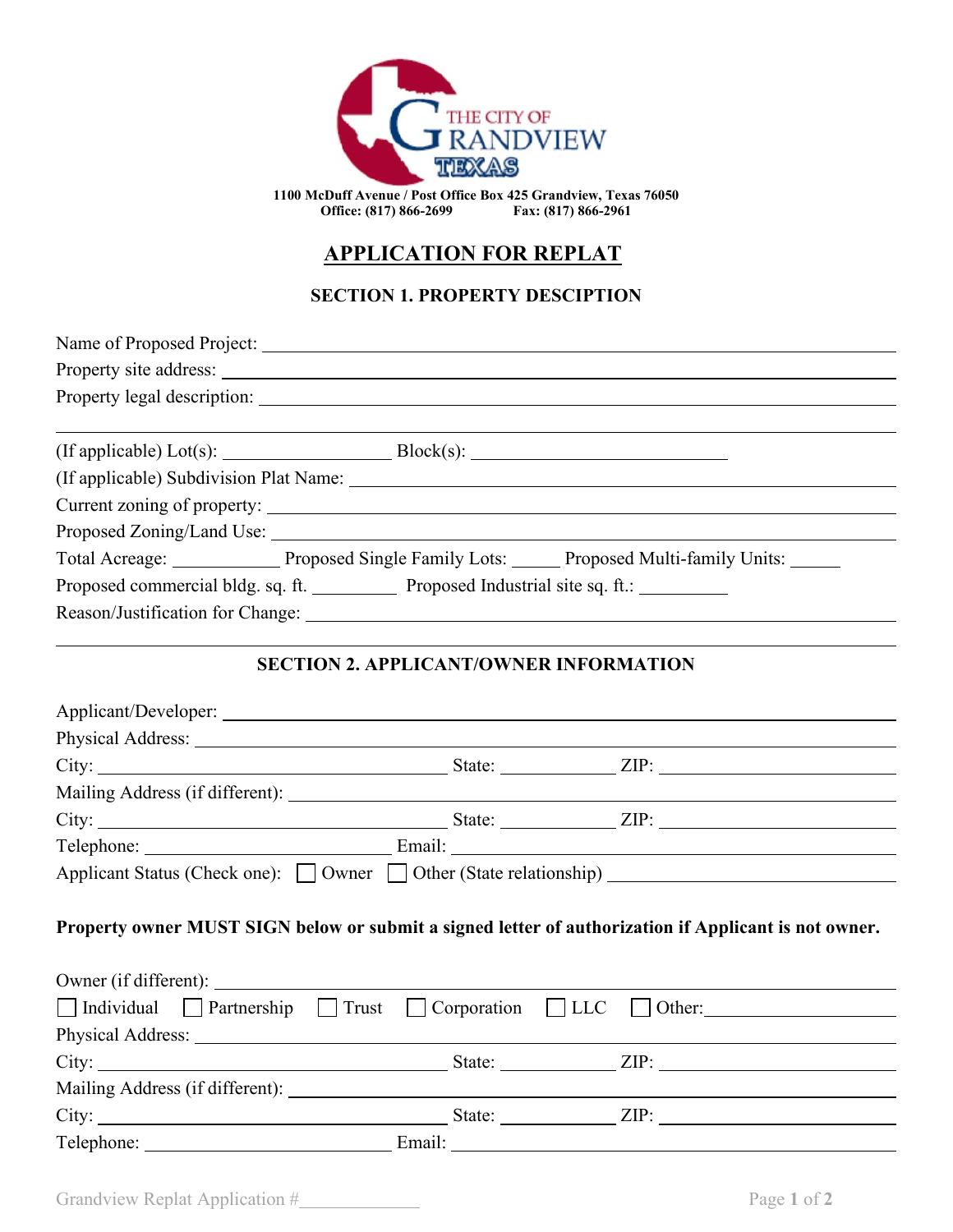THE CITY OF GRANDVIEW TEXAS

1100 McDuff Avenue / Post Office Box 425 Grandview, Texas 76050
Office: (817) 866-2699 Fax: (817) 866-2961

# APPLICATION FOR REPLAT

## SECTION 1. PROPERTY DESCIPTION

Name of Proposed Project: ____________________

Property site address: ____________________

Property legal description: ____________________

____________________

(If applicable) Lot(s): ____________ Block(s): ____________

(If applicable) Subdivision Plat Name: ____________________

Current zoning of property: ____________________

Proposed Zoning/Land Use: ____________________

Total Acreage: ________ Proposed Single Family Lots: _____ Proposed Multi-family Units: _____

Proposed commercial bldg. sq. ft. ________ Proposed Industrial site sq. ft.: ________

Reason/Justification for Change: ____________________

____________________

## SECTION 2. APPLICANT/OWNER INFORMATION

Applicant/Developer: ____________________

Physical Address: ____________________

City: ____________________ State: ________ ZIP: ____________

Mailing Address (if different): ____________________

City: ____________________ State: ________ ZIP: ____________

Telephone: ____________________ Email: ____________________

Applicant Status (Check one): ☐ Owner ☐ Other (State relationship) ____________________

**Property owner MUST SIGN below or submit a signed letter of authorization if Applicant is not owner.**

Owner (if different): ____________________

☐ Individual ☐ Partnership ☐ Trust ☐ Corporation ☐ LLC ☐ Other: ____________

Physical Address: ____________________

City: ____________________ State: ________ ZIP: ____________

Mailing Address (if different): ____________________

City: ____________________ State: ________ ZIP: ____________

Telephone: ____________________ Email: ____________________

Grandview Replat Application #____________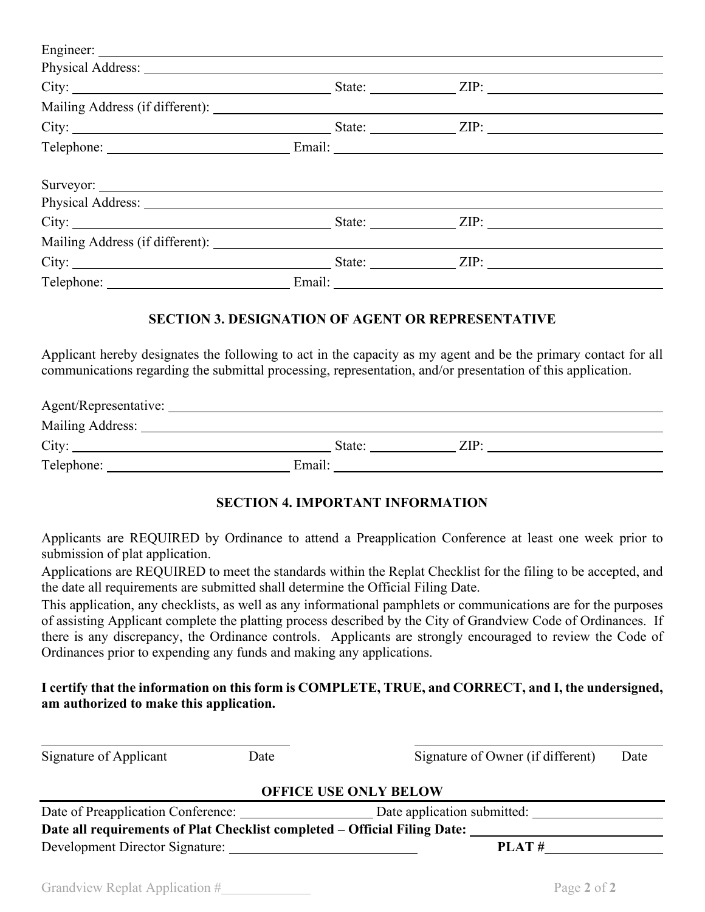Engineer: ______________________________________________

Physical Address: ______________________________________________

City: ______________________ State: __________ ZIP: ______________

Mailing Address (if different): ______________________________________________

City: ______________________ State: __________ ZIP: ______________

Telephone: ______________________ Email: ______________________________

Surveyor: ______________________________________________

Physical Address: ______________________________________________

City: ______________________ State: __________ ZIP: ______________

Mailing Address (if different): ______________________________________________

City: ______________________ State: __________ ZIP: ______________

Telephone: ______________________ Email: ______________________________

## SECTION 3. DESIGNATION OF AGENT OR REPRESENTATIVE

Applicant hereby designates the following to act in the capacity as my agent and be the primary contact for all communications regarding the submittal processing, representation, and/or presentation of this application.

Agent/Representative: ______________________________________________

Mailing Address: ______________________________________________

City: ______________________ State: __________ ZIP: ______________

Telephone: ______________________ Email: ______________________________

## SECTION 4. IMPORTANT INFORMATION

Applicants are REQUIRED by Ordinance to attend a Preapplication Conference at least one week prior to submission of plat application.

Applications are REQUIRED to meet the standards within the Replat Checklist for the filing to be accepted, and the date all requirements are submitted shall determine the Official Filing Date.

This application, any checklists, as well as any informational pamphlets or communications are for the purposes of assisting Applicant complete the platting process described by the City of Grandview Code of Ordinances. If there is any discrepancy, the Ordinance controls. Applicants are strongly encouraged to review the Code of Ordinances prior to expending any funds and making any applications.

**I certify that the information on this form is COMPLETE, TRUE, and CORRECT, and I, the undersigned, am authorized to make this application.**

______________________________ 
Signature of Applicant Date

______________________________ 
Signature of Owner (if different) Date

**OFFICE USE ONLY BELOW**

Date of Preapplication Conference: ______________ Date application submitted: ______________

**Date all requirements of Plat Checklist completed – Official Filing Date:** ______________

Development Director Signature: ______________________ **PLAT #** ______________

Grandview Replat Application #____________